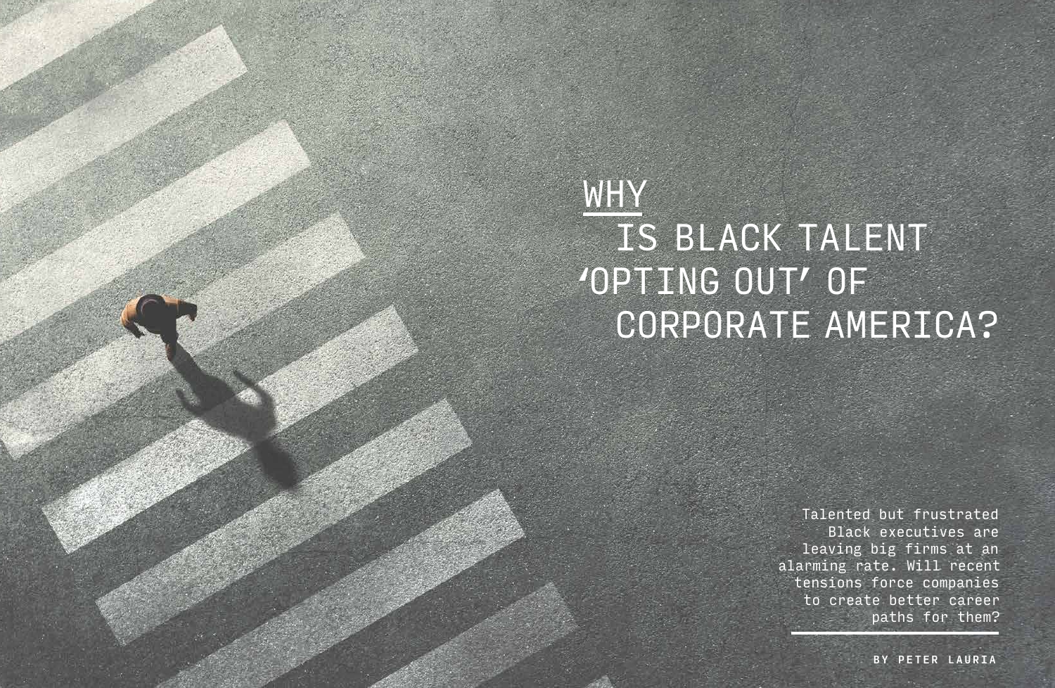# WHY IS BLACK TALENT 'OPTING OUT' OF CORPORATE AMERICA?

Talented but frustrated Black executives are leaving big firms at an alarming rate. Will recent tensions force companies to create better career paths for them?

BY PETER LAURIA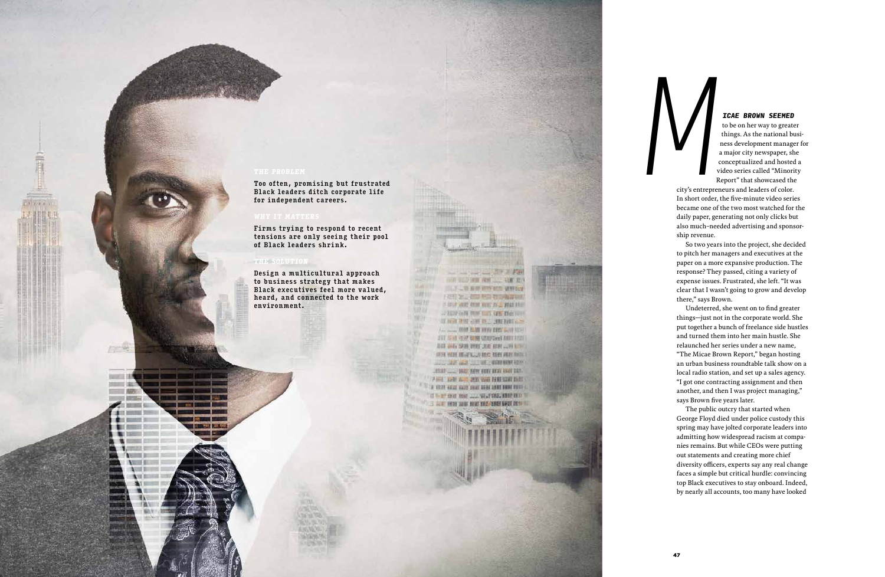**THE PROBLEM**

**Too often, promising but frustrated Black leaders ditch corporate life for independent careers.**

**WHY IT MATTERS**

**Firms trying to respond to recent tensions are only seeing their pool of Black leaders shrink.**

**THE SOLUTION**

**Design a multicultural approach to business strategy that makes Black executives feel more valued, heard, and connected to the work environment.**

***MICAE BROWN SEEMED*** to be on her way to greater things. As the national business development manager for a major city newspaper, she conceptualized and hosted a video series called "Minority Report" that showcased the city's entrepreneurs and leaders of color. In short order, the five-minute video series became one of the two most watched for the daily paper, generating not only clicks but also much-needed advertising and sponsorship revenue.

So two years into the project, she decided to pitch her managers and executives at the paper on a more expansive production. The response? They passed, citing a variety of expense issues. Frustrated, she left. "It was clear that I wasn't going to grow and develop there," says Brown.

Undeterred, she went on to find greater things—just not in the corporate world. She put together a bunch of freelance side hustles and turned them into her main hustle. She relaunched her series under a new name, "The Micae Brown Report," began hosting an urban business roundtable talk show on a local radio station, and set up a sales agency. "I got one contracting assignment and then another, and then I was project managing," says Brown five years later.

The public outcry that started when George Floyd died under police custody this spring may have jolted corporate leaders into admitting how widespread racism at companies remains. But while CEOs were putting out statements and creating more chief diversity officers, experts say any real change faces a simple but critical hurdle: convincing top Black executives to stay onboard. Indeed, by nearly all accounts, too many have looked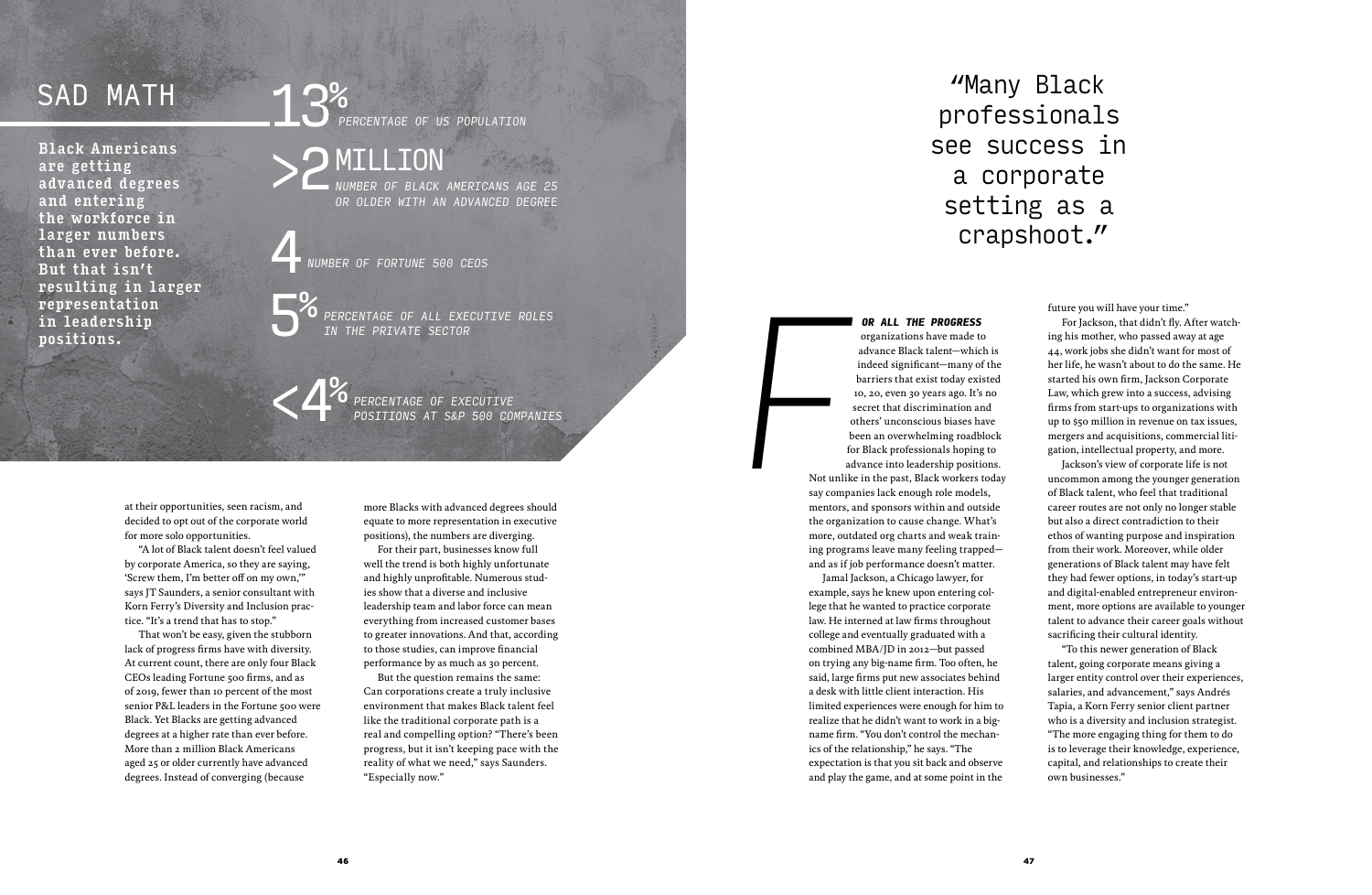## SAD MATH

**Black Americans are getting advanced degrees and entering the workforce in larger numbers than ever before. But that isn't resulting in larger representation in leadership positions.**

**13%** *PERCENTAGE OF US POPULATION*

**>2 MILLION** *NUMBER OF BLACK AMERICANS AGE 25 OR OLDER WITH AN ADVANCED DEGREE*

**4** *NUMBER OF FORTUNE 500 CEOS*

**5%** *PERCENTAGE OF ALL EXECUTIVE ROLES IN THE PRIVATE SECTOR*

**<4%** *PERCENTAGE OF EXECUTIVE POSITIONS AT S&P 500 COMPANIES*

at their opportunities, seen racism, and decided to opt out of the corporate world for more solo opportunities.

"A lot of Black talent doesn't feel valued by corporate America, so they are saying, 'Screw them, I'm better off on my own,'" says JT Saunders, a senior consultant with Korn Ferry's Diversity and Inclusion practice. "It's a trend that has to stop."

That won't be easy, given the stubborn lack of progress firms have with diversity. At current count, there are only four Black CEOs leading Fortune 500 firms, and as of 2019, fewer than 10 percent of the most senior P&L leaders in the Fortune 500 were Black. Yet Blacks are getting advanced degrees at a higher rate than ever before. More than 2 million Black Americans aged 25 or older currently have advanced degrees. Instead of converging (because more Blacks with advanced degrees should equate to more representation in executive positions), the numbers are diverging.

For their part, businesses know full well the trend is both highly unfortunate and highly unprofitable. Numerous studies show that a diverse and inclusive leadership team and labor force can mean everything from increased customer bases to greater innovations. And that, according to those studies, can improve financial performance by as much as 30 percent.

But the question remains the same: Can corporations create a truly inclusive environment that makes Black talent feel like the traditional corporate path is a real and compelling option? "There's been progress, but it isn't keeping pace with the reality of what we need," says Saunders. "Especially now."

> "Many Black professionals see success in a corporate setting as a crapshoot."

***FOR ALL THE PROGRESS*** organizations have made to advance Black talent—which is indeed significant—many of the barriers that exist today existed 10, 20, even 30 years ago. It's no secret that discrimination and others' unconscious biases have been an overwhelming roadblock for Black professionals hoping to advance into leadership positions. Not unlike in the past, Black workers today say companies lack enough role models, mentors, and sponsors within and outside the organization to cause change. What's more, outdated org charts and weak training programs leave many feeling trapped—and as if job performance doesn't matter.

Jamal Jackson, a Chicago lawyer, for example, says he knew upon entering college that he wanted to practice corporate law. He interned at law firms throughout college and eventually graduated with a combined MBA/JD in 2012—but passed on trying any big-name firm. Too often, he said, large firms put new associates behind a desk with little client interaction. His limited experiences were enough for him to realize that he didn't want to work in a big-name firm. "You don't control the mechanics of the relationship," he says. "The expectation is that you sit back and observe and play the game, and at some point in the future you will have your time."

For Jackson, that didn't fly. After watching his mother, who passed away at age 44, work jobs she didn't want for most of her life, he wasn't about to do the same. He started his own firm, Jackson Corporate Law, which grew into a success, advising firms from start-ups to organizations with up to $50 million in revenue on tax issues, mergers and acquisitions, commercial litigation, intellectual property, and more.

Jackson's view of corporate life is not uncommon among the younger generation of Black talent, who feel that traditional career routes are not only no longer stable but also a direct contradiction to their ethos of wanting purpose and inspiration from their work. Moreover, while older generations of Black talent may have felt they had fewer options, in today's start-up and digital-enabled entrepreneur environment, more options are available to younger talent to advance their career goals without sacrificing their cultural identity.

"To this newer generation of Black talent, going corporate means giving a larger entity control over their experiences, salaries, and advancement," says Andrés Tapia, a Korn Ferry senior client partner who is a diversity and inclusion strategist. "The more engaging thing for them to do is to leverage their knowledge, experience, capital, and relationships to create their own businesses."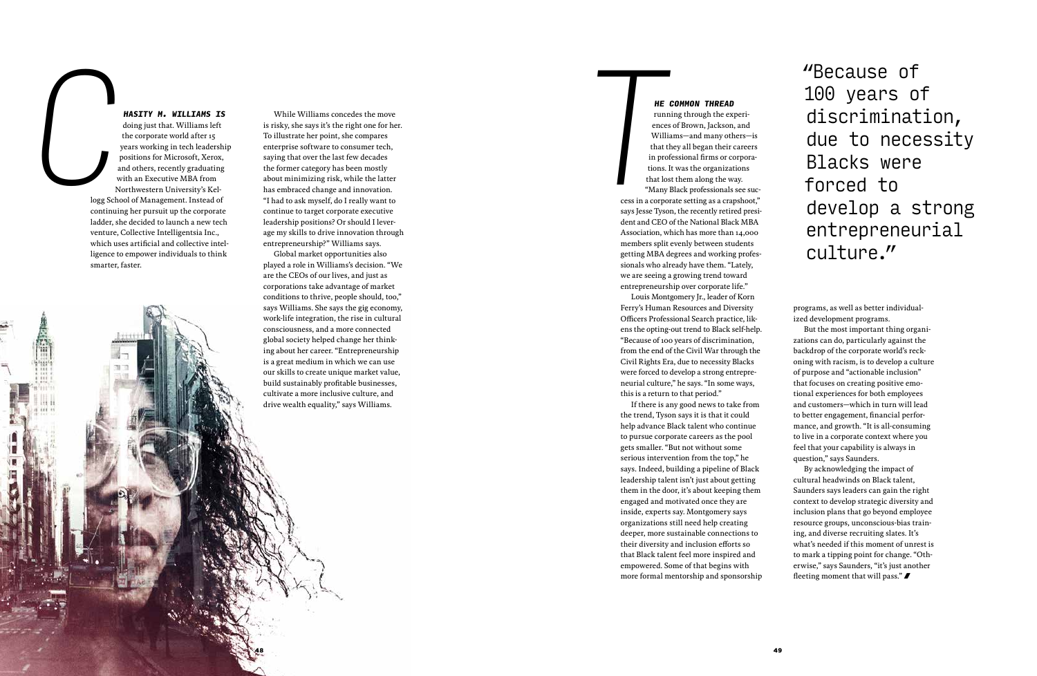**CHASITY M. WILLIAMS IS** doing just that. Williams left the corporate world after 15 years working in tech leadership positions for Microsoft, Xerox, and others, recently graduating with an Executive MBA from Northwestern University's Kellogg School of Management. Instead of continuing her pursuit up the corporate ladder, she decided to launch a new tech venture, Collective Intelligentsia Inc., which uses artificial and collective intelligence to empower individuals to think smarter, faster.

While Williams concedes the move is risky, she says it's the right one for her. To illustrate her point, she compares enterprise software to consumer tech, saying that over the last few decades the former category has been mostly about minimizing risk, while the latter has embraced change and innovation. "I had to ask myself, do I really want to continue to target corporate executive leadership positions? Or should I leverage my skills to drive innovation through entrepreneurship?" Williams says.

Global market opportunities also played a role in Williams's decision. "We are the CEOs of our lives, and just as corporations take advantage of market conditions to thrive, people should, too," says Williams. She says the gig economy, work-life integration, the rise in cultural consciousness, and a more connected global society helped change her thinking about her career. "Entrepreneurship is a great medium in which we can use our skills to create unique market value, build sustainably profitable businesses, cultivate a more inclusive culture, and drive wealth equality," says Williams.

**THE COMMON THREAD** running through the experiences of Brown, Jackson, and Williams—and many others—is that they all began their careers in professional firms or corporations. It was the organizations that lost them along the way.

"Many Black professionals see success in a corporate setting as a crapshoot," says Jesse Tyson, the recently retired president and CEO of the National Black MBA Association, which has more than 14,000 members split evenly between students getting MBA degrees and working professionals who already have them. "Lately, we are seeing a growing trend toward entrepreneurship over corporate life."

Louis Montgomery Jr., leader of Korn Ferry's Human Resources and Diversity Officers Professional Search practice, likens the opting-out trend to Black self-help. "Because of 100 years of discrimination, from the end of the Civil War through the Civil Rights Era, due to necessity Blacks were forced to develop a strong entrepreneurial culture," he says. "In some ways, this is a return to that period."

> "Because of 100 years of discrimination, due to necessity Blacks were forced to develop a strong entrepreneurial culture."

If there is any good news to take from the trend, Tyson says it is that it could help advance Black talent who continue to pursue corporate careers as the pool gets smaller. "But not without some serious intervention from the top," he says. Indeed, building a pipeline of Black leadership talent isn't just about getting them in the door, it's about keeping them engaged and motivated once they are inside, experts say. Montgomery says organizations still need help creating deeper, more sustainable connections to their diversity and inclusion efforts so that Black talent feel more inspired and empowered. Some of that begins with more formal mentorship and sponsorship programs, as well as better individualized development programs.

But the most important thing organizations can do, particularly against the backdrop of the corporate world's reckoning with racism, is to develop a culture of purpose and "actionable inclusion" that focuses on creating positive emotional experiences for both employees and customers—which in turn will lead to better engagement, financial performance, and growth. "It is all-consuming to live in a corporate context where you feel that your capability is always in question," says Saunders.

By acknowledging the impact of cultural headwinds on Black talent, Saunders says leaders can gain the right context to develop strategic diversity and inclusion plans that go beyond employee resource groups, unconscious-bias training, and diverse recruiting slates. It's what's needed if this moment of unrest is to mark a tipping point for change. "Otherwise," says Saunders, "it's just another fleeting moment that will pass."